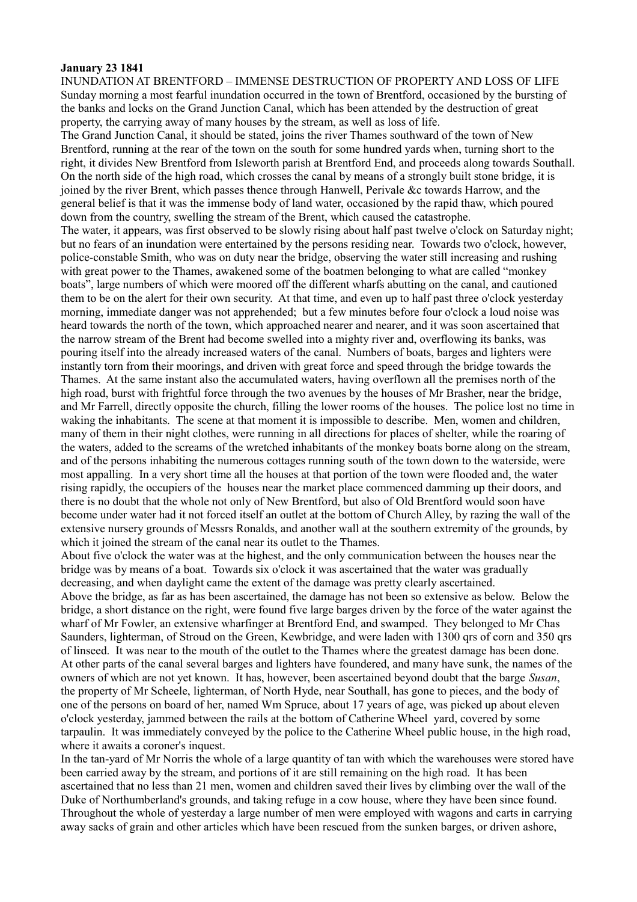**January 23 1841**

INUNDATION AT BRENTFORD – IMMENSE DESTRUCTION OF PROPERTY AND LOSS OF LIFE

Sunday morning a most fearful inundation occurred in the town of Brentford, occasioned by the bursting of the banks and locks on the Grand Junction Canal, which has been attended by the destruction of great property, the carrying away of many houses by the stream, as well as loss of life.

The Grand Junction Canal, it should be stated, joins the river Thames southward of the town of New Brentford, running at the rear of the town on the south for some hundred yards when, turning short to the right, it divides New Brentford from Isleworth parish at Brentford End, and proceeds along towards Southall. On the north side of the high road, which crosses the canal by means of a strongly built stone bridge, it is joined by the river Brent, which passes thence through Hanwell, Perivale &c towards Harrow, and the general belief is that it was the immense body of land water, occasioned by the rapid thaw, which poured down from the country, swelling the stream of the Brent, which caused the catastrophe.

The water, it appears, was first observed to be slowly rising about half past twelve o'clock on Saturday night; but no fears of an inundation were entertained by the persons residing near. Towards two o'clock, however, police-constable Smith, who was on duty near the bridge, observing the water still increasing and rushing with great power to the Thames, awakened some of the boatmen belonging to what are called "monkey boats", large numbers of which were moored off the different wharfs abutting on the canal, and cautioned them to be on the alert for their own security. At that time, and even up to half past three o'clock yesterday morning, immediate danger was not apprehended; but a few minutes before four o'clock a loud noise was heard towards the north of the town, which approached nearer and nearer, and it was soon ascertained that the narrow stream of the Brent had become swelled into a mighty river and, overflowing its banks, was pouring itself into the already increased waters of the canal. Numbers of boats, barges and lighters were instantly torn from their moorings, and driven with great force and speed through the bridge towards the Thames. At the same instant also the accumulated waters, having overflown all the premises north of the high road, burst with frightful force through the two avenues by the houses of Mr Brasher, near the bridge, and Mr Farrell, directly opposite the church, filling the lower rooms of the houses. The police lost no time in waking the inhabitants. The scene at that moment it is impossible to describe. Men, women and children, many of them in their night clothes, were running in all directions for places of shelter, while the roaring of the waters, added to the screams of the wretched inhabitants of the monkey boats borne along on the stream, and of the persons inhabiting the numerous cottages running south of the town down to the waterside, were most appalling. In a very short time all the houses at that portion of the town were flooded and, the water rising rapidly, the occupiers of the houses near the market place commenced damming up their doors, and there is no doubt that the whole not only of New Brentford, but also of Old Brentford would soon have become under water had it not forced itself an outlet at the bottom of Church Alley, by razing the wall of the extensive nursery grounds of Messrs Ronalds, and another wall at the southern extremity of the grounds, by which it joined the stream of the canal near its outlet to the Thames.

About five o'clock the water was at the highest, and the only communication between the houses near the bridge was by means of a boat. Towards six o'clock it was ascertained that the water was gradually decreasing, and when daylight came the extent of the damage was pretty clearly ascertained.

Above the bridge, as far as has been ascertained, the damage has not been so extensive as below. Below the bridge, a short distance on the right, were found five large barges driven by the force of the water against the wharf of Mr Fowler, an extensive wharfinger at Brentford End, and swamped. They belonged to Mr Chas Saunders, lighterman, of Stroud on the Green, Kewbridge, and were laden with 1300 qrs of corn and 350 qrs of linseed. It was near to the mouth of the outlet to the Thames where the greatest damage has been done. At other parts of the canal several barges and lighters have foundered, and many have sunk, the names of the owners of which are not yet known. It has, however, been ascertained beyond doubt that the barge *Susan*, the property of Mr Scheele, lighterman, of North Hyde, near Southall, has gone to pieces, and the body of one of the persons on board of her, named Wm Spruce, about 17 years of age, was picked up about eleven o'clock yesterday, jammed between the rails at the bottom of Catherine Wheel yard, covered by some tarpaulin. It was immediately conveyed by the police to the Catherine Wheel public house, in the high road, where it awaits a coroner's inquest.

In the tan-yard of Mr Norris the whole of a large quantity of tan with which the warehouses were stored have been carried away by the stream, and portions of it are still remaining on the high road. It has been ascertained that no less than 21 men, women and children saved their lives by climbing over the wall of the Duke of Northumberland's grounds, and taking refuge in a cow house, where they have been since found. Throughout the whole of yesterday a large number of men were employed with wagons and carts in carrying away sacks of grain and other articles which have been rescued from the sunken barges, or driven ashore,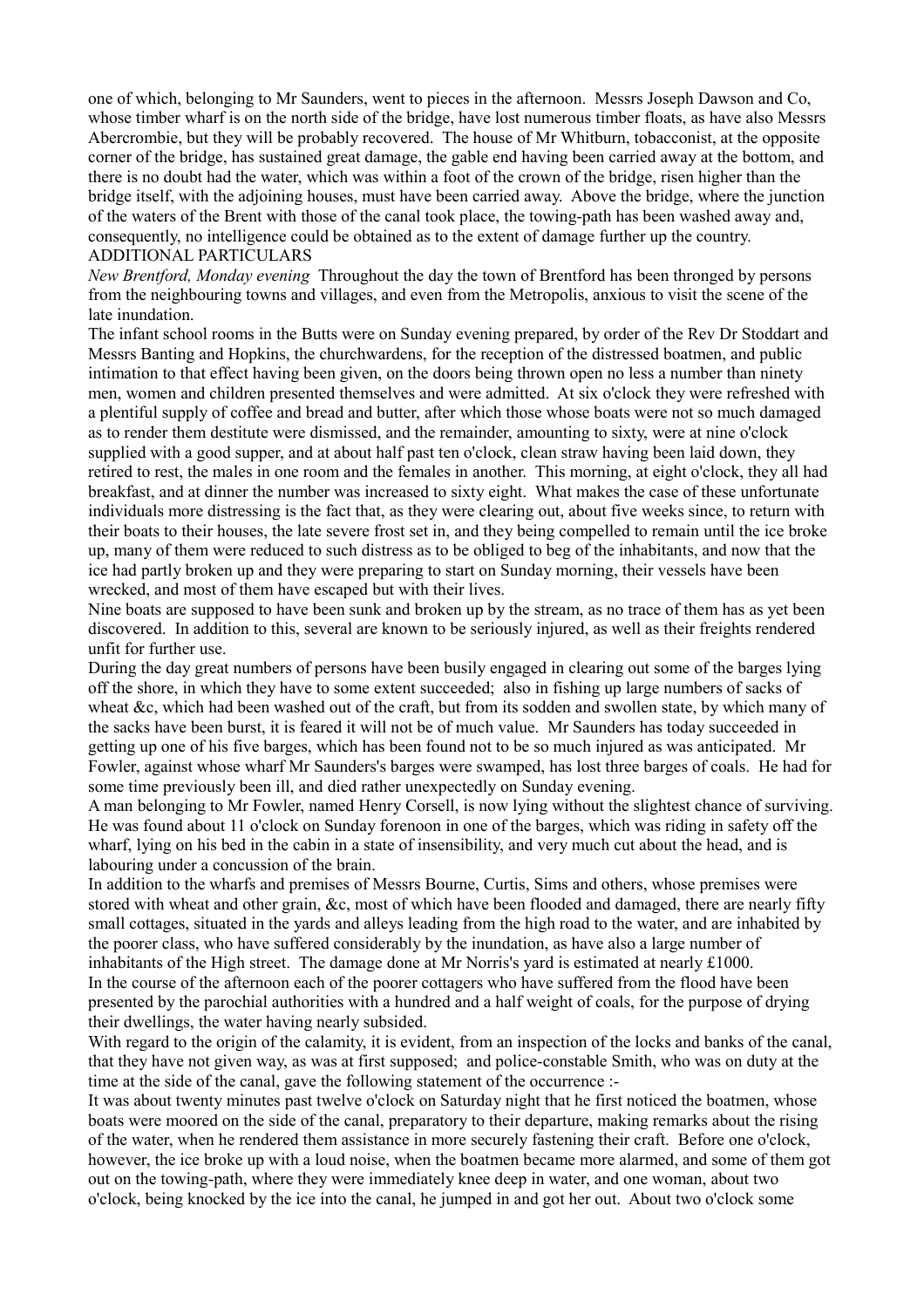one of which, belonging to Mr Saunders, went to pieces in the afternoon. Messrs Joseph Dawson and Co, whose timber wharf is on the north side of the bridge, have lost numerous timber floats, as have also Messrs Abercrombie, but they will be probably recovered. The house of Mr Whitburn, tobacconist, at the opposite corner of the bridge, has sustained great damage, the gable end having been carried away at the bottom, and there is no doubt had the water, which was within a foot of the crown of the bridge, risen higher than the bridge itself, with the adjoining houses, must have been carried away. Above the bridge, where the junction of the waters of the Brent with those of the canal took place, the towing-path has been washed away and, consequently, no intelligence could be obtained as to the extent of damage further up the country.

ADDITIONAL PARTICULARS

*New Brentford, Monday evening* Throughout the day the town of Brentford has been thronged by persons from the neighbouring towns and villages, and even from the Metropolis, anxious to visit the scene of the late inundation.

The infant school rooms in the Butts were on Sunday evening prepared, by order of the Rev Dr Stoddart and Messrs Banting and Hopkins, the churchwardens, for the reception of the distressed boatmen, and public intimation to that effect having been given, on the doors being thrown open no less a number than ninety men, women and children presented themselves and were admitted. At six o'clock they were refreshed with a plentiful supply of coffee and bread and butter, after which those whose boats were not so much damaged as to render them destitute were dismissed, and the remainder, amounting to sixty, were at nine o'clock supplied with a good supper, and at about half past ten o'clock, clean straw having been laid down, they retired to rest, the males in one room and the females in another. This morning, at eight o'clock, they all had breakfast, and at dinner the number was increased to sixty eight. What makes the case of these unfortunate individuals more distressing is the fact that, as they were clearing out, about five weeks since, to return with their boats to their houses, the late severe frost set in, and they being compelled to remain until the ice broke up, many of them were reduced to such distress as to be obliged to beg of the inhabitants, and now that the ice had partly broken up and they were preparing to start on Sunday morning, their vessels have been wrecked, and most of them have escaped but with their lives.

Nine boats are supposed to have been sunk and broken up by the stream, as no trace of them has as yet been discovered. In addition to this, several are known to be seriously injured, as well as their freights rendered unfit for further use.

During the day great numbers of persons have been busily engaged in clearing out some of the barges lying off the shore, in which they have to some extent succeeded; also in fishing up large numbers of sacks of wheat &c, which had been washed out of the craft, but from its sodden and swollen state, by which many of the sacks have been burst, it is feared it will not be of much value. Mr Saunders has today succeeded in getting up one of his five barges, which has been found not to be so much injured as was anticipated. Mr Fowler, against whose wharf Mr Saunders's barges were swamped, has lost three barges of coals. He had for some time previously been ill, and died rather unexpectedly on Sunday evening.

A man belonging to Mr Fowler, named Henry Corsell, is now lying without the slightest chance of surviving. He was found about 11 o'clock on Sunday forenoon in one of the barges, which was riding in safety off the wharf, lying on his bed in the cabin in a state of insensibility, and very much cut about the head, and is labouring under a concussion of the brain.

In addition to the wharfs and premises of Messrs Bourne, Curtis, Sims and others, whose premises were stored with wheat and other grain, &c, most of which have been flooded and damaged, there are nearly fifty small cottages, situated in the yards and alleys leading from the high road to the water, and are inhabited by the poorer class, who have suffered considerably by the inundation, as have also a large number of inhabitants of the High street. The damage done at Mr Norris's yard is estimated at nearly £1000.

In the course of the afternoon each of the poorer cottagers who have suffered from the flood have been presented by the parochial authorities with a hundred and a half weight of coals, for the purpose of drying their dwellings, the water having nearly subsided.

With regard to the origin of the calamity, it is evident, from an inspection of the locks and banks of the canal, that they have not given way, as was at first supposed; and police-constable Smith, who was on duty at the time at the side of the canal, gave the following statement of the occurrence :-

It was about twenty minutes past twelve o'clock on Saturday night that he first noticed the boatmen, whose boats were moored on the side of the canal, preparatory to their departure, making remarks about the rising of the water, when he rendered them assistance in more securely fastening their craft. Before one o'clock, however, the ice broke up with a loud noise, when the boatmen became more alarmed, and some of them got out on the towing-path, where they were immediately knee deep in water, and one woman, about two o'clock, being knocked by the ice into the canal, he jumped in and got her out. About two o'clock some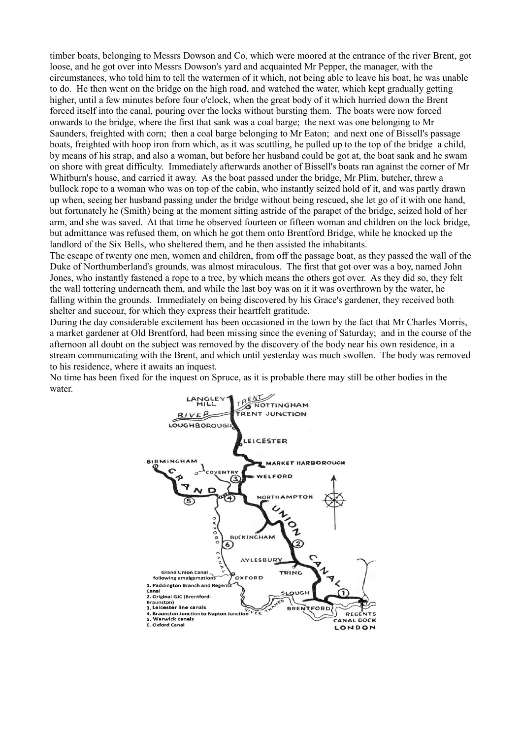timber boats, belonging to Messrs Dowson and Co, which were moored at the entrance of the river Brent, got loose, and he got over into Messrs Dowson's yard and acquainted Mr Pepper, the manager, with the circumstances, who told him to tell the watermen of it which, not being able to leave his boat, he was unable to do. He then went on the bridge on the high road, and watched the water, which kept gradually getting higher, until a few minutes before four o'clock, when the great body of it which hurried down the Brent forced itself into the canal, pouring over the locks without bursting them. The boats were now forced onwards to the bridge, where the first that sank was a coal barge; the next was one belonging to Mr Saunders, freighted with corn; then a coal barge belonging to Mr Eaton; and next one of Bissell's passage boats, freighted with hoop iron from which, as it was scuttling, he pulled up to the top of the bridge a child, by means of his strap, and also a woman, but before her husband could be got at, the boat sank and he swam on shore with great difficulty. Immediately afterwards another of Bissell's boats ran against the corner of Mr Whitburn's house, and carried it away. As the boat passed under the bridge, Mr Plim, butcher, threw a bullock rope to a woman who was on top of the cabin, who instantly seized hold of it, and was partly drawn up when, seeing her husband passing under the bridge without being rescued, she let go of it with one hand, but fortunately he (Smith) being at the moment sitting astride of the parapet of the bridge, seized hold of her arm, and she was saved. At that time he observed fourteen or fifteen woman and children on the lock bridge, but admittance was refused them, on which he got them onto Brentford Bridge, while he knocked up the landlord of the Six Bells, who sheltered them, and he then assisted the inhabitants.

The escape of twenty one men, women and children, from off the passage boat, as they passed the wall of the Duke of Northumberland's grounds, was almost miraculous. The first that got over was a boy, named John Jones, who instantly fastened a rope to a tree, by which means the others got over. As they did so, they felt the wall tottering underneath them, and while the last boy was on it it was overthrown by the water, he falling within the grounds. Immediately on being discovered by his Grace's gardener, they received both shelter and succour, for which they express their heartfelt gratitude.

During the day considerable excitement has been occasioned in the town by the fact that Mr Charles Morris, a market gardener at Old Brentford, had been missing since the evening of Saturday; and in the course of the afternoon all doubt on the subject was removed by the discovery of the body near his own residence, in a stream communicating with the Brent, and which until yesterday was much swollen. The body was removed to his residence, where it awaits an inquest.

No time has been fixed for the inquest on Spruce, as it is probable there may still be other bodies in the water.

Grand Union Canal following amalgamations
1. Paddington Branch and Regents Canal
2. Original GJC (Brentford-Braunston)
3. Leicester line canals
4. Braunston Junction to Napton Junction
5. Warwick canals
6. Oxford Canal